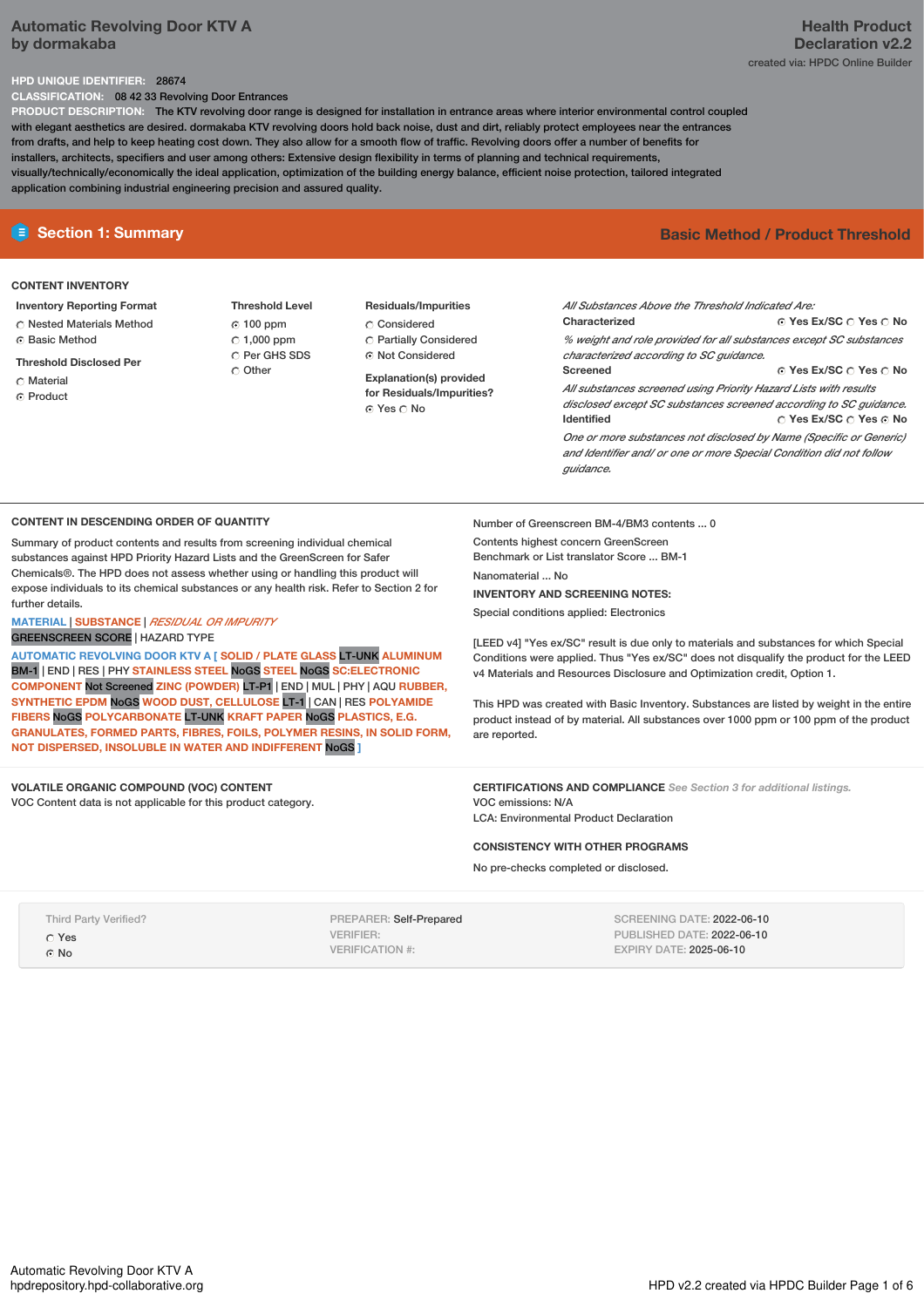# Automatic Revolving Door KTV A by dormakaba

**Health Product Declaration v2.2**

created via: HPDC Online Builder

**HPD UNIQUE IDENTIFIER:** 28674

**CLASSIFICATION:** 08 42 33 Revolving Door Entrances

**PRODUCT DESCRIPTION:** The KTV revolving door range is designed for installation in entrance areas where interior environmental control coupled with elegant aesthetics are desired. dormakaba KTV revolving doors hold back noise, dust and dirt, reliably protect employees near the entrances from drafts, and help to keep heating cost down. They also allow for a smooth flow of traffic. Revolving doors offer a number of benefits for installers, architects, specifiers and user among others: Extensive design flexibility in terms of planning and technical requirements, visually/technically/economically the ideal application, optimization of the building energy balance, efficient noise protection, tailored integrated application combining industrial engineering precision and assured quality.

## Section 1: Summary

**Basic Method / Product Threshold**

### CONTENT INVENTORY

**Inventory Reporting Format**
- ○ Nested Materials Method
- ● Basic Method

**Threshold Disclosed Per**
- ○ Material
- ● Product

**Threshold Level**
- ● 100 ppm
- ○ 1,000 ppm
- ○ Per GHS SDS
- ○ Other

**Residuals/Impurities**
- ○ Considered
- ○ Partially Considered
- ● Not Considered

**Explanation(s) provided for Residuals/Impurities?**
● Yes ○ No

*All Substances Above the Threshold Indicated Are:*

**Characterized** ● Yes Ex/SC ○ Yes ○ No

*% weight and role provided for all substances except SC substances characterized according to SC guidance.*

**Screened** ● Yes Ex/SC ○ Yes ○ No

*All substances screened using Priority Hazard Lists with results disclosed except SC substances screened according to SC guidance.*

**Identified** ○ Yes Ex/SC ○ Yes ● No

*One or more substances not disclosed by Name (Specific or Generic) and Identifier and/ or one or more Special Condition did not follow guidance.*

### CONTENT IN DESCENDING ORDER OF QUANTITY

Summary of product contents and results from screening individual chemical substances against HPD Priority Hazard Lists and the GreenScreen for Safer Chemicals®. The HPD does not assess whether using or handling this product will expose individuals to its chemical substances or any health risk. Refer to Section 2 for further details.

MATERIAL | SUBSTANCE | *RESIDUAL OR IMPURITY*
GREENSCREEN SCORE | HAZARD TYPE

AUTOMATIC REVOLVING DOOR KTV A [ SOLID / PLATE GLASS LT-UNK ALUMINUM BM-1 | END | RES | PHY STAINLESS STEEL NoGS STEEL NoGS SC:ELECTRONIC COMPONENT Not Screened ZINC (POWDER) LT-P1 | END | MUL | PHY | AQU RUBBER, SYNTHETIC EPDM NoGS WOOD DUST, CELLULOSE LT-1 | CAN | RES POLYAMIDE FIBERS NoGS POLYCARBONATE LT-UNK KRAFT PAPER NoGS PLASTICS, E.G. GRANULATES, FORMED PARTS, FIBRES, FOILS, POLYMER RESINS, IN SOLID FORM, NOT DISPERSED, INSOLUBLE IN WATER AND INDIFFERENT NoGS ]

Number of Greenscreen BM-4/BM3 contents ... 0

Contents highest concern GreenScreen Benchmark or List translator Score ... BM-1

Nanomaterial ... No

**INVENTORY AND SCREENING NOTES:**

Special conditions applied: Electronics

[LEED v4] "Yes ex/SC" result is due only to materials and substances for which Special Conditions were applied. Thus "Yes ex/SC" does not disqualify the product for the LEED v4 Materials and Resources Disclosure and Optimization credit, Option 1.

This HPD was created with Basic Inventory. Substances are listed by weight in the entire product instead of by material. All substances over 1000 ppm or 100 ppm of the product are reported.

### VOLATILE ORGANIC COMPOUND (VOC) CONTENT

VOC Content data is not applicable for this product category.

### CERTIFICATIONS AND COMPLIANCE *See Section 3 for additional listings.*

VOC emissions: N/A

LCA: Environmental Product Declaration

### CONSISTENCY WITH OTHER PROGRAMS

No pre-checks completed or disclosed.

Third Party Verified?
- ○ Yes
- ● No

PREPARER: Self-Prepared
VERIFIER:
VERIFICATION #:

SCREENING DATE: 2022-06-10
PUBLISHED DATE: 2022-06-10
EXPIRY DATE: 2025-06-10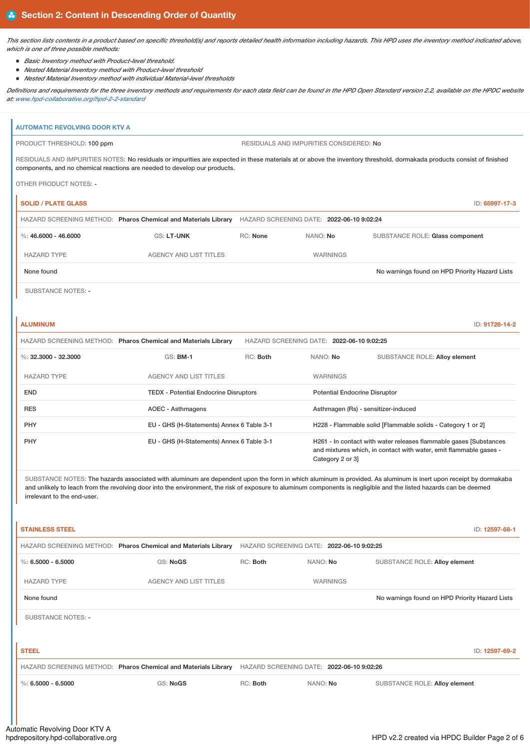## Section 2: Content in Descending Order of Quantity

*This section lists contents in a product based on specific threshold(s) and reports detailed health information including hazards. This HPD uses the inventory method indicated above, which is one of three possible methods:*

- *Basic Inventory method with Product-level threshold.*
- *Nested Material Inventory method with Product-level threshold*
- *Nested Material Inventory method with individual Material-level thresholds*

*Definitions and requirements for the three inventory methods and requirements for each data field can be found in the HPD Open Standard version 2.2, available on the HPDC website at: www.hpd-collaborative.org/hpd-2-2-standard*

### AUTOMATIC REVOLVING DOOR KTV A

PRODUCT THRESHOLD: 100 ppm

RESIDUALS AND IMPURITIES CONSIDERED: No

RESIDUALS AND IMPURITIES NOTES: No residuals or impurities are expected in these materials at or above the inventory threshold. dormakada products consist of finished components, and no chemical reactions are needed to develop our products.

OTHER PRODUCT NOTES: -

#### SOLID / PLATE GLASS

ID: 65997-17-3

HAZARD SCREENING METHOD: **Pharos Chemical and Materials Library** HAZARD SCREENING DATE: **2022-06-10 9:02:24**

%: **46.6000 - 46.6000** GS: **LT-UNK** RC: **None** NANO: **No** SUBSTANCE ROLE: **Glass component**

| HAZARD TYPE | AGENCY AND LIST TITLES | WARNINGS |
|---|---|---|
| None found | | No warnings found on HPD Priority Hazard Lists |

SUBSTANCE NOTES: -

#### ALUMINUM

ID: 91728-14-2

HAZARD SCREENING METHOD: **Pharos Chemical and Materials Library** HAZARD SCREENING DATE: **2022-06-10 9:02:25**

%: **32.3000 - 32.3000** GS: **BM-1** RC: **Both** NANO: **No** SUBSTANCE ROLE: **Alloy element**

| HAZARD TYPE | AGENCY AND LIST TITLES | WARNINGS |
|---|---|---|
| END | TEDX - Potential Endocrine Disruptors | Potential Endocrine Disruptor |
| RES | AOEC - Asthmagens | Asthmagen (Rs) - sensitizer-induced |
| PHY | EU - GHS (H-Statements) Annex 6 Table 3-1 | H228 - Flammable solid [Flammable solids - Category 1 or 2] |
| PHY | EU - GHS (H-Statements) Annex 6 Table 3-1 | H261 - In contact with water releases flammable gases [Substances and mixtures which, in contact with water, emit flammable gases - Category 2 or 3] |

SUBSTANCE NOTES: The hazards associated with aluminum are dependent upon the form in which aluminum is provided. As aluminum is inert upon receipt by dormakaba and unlikely to leach from the revolving door into the environment, the risk of exposure to aluminum components is negligible and the listed hazards can be deemed irrelevant to the end-user.

#### STAINLESS STEEL

ID: 12597-68-1

HAZARD SCREENING METHOD: **Pharos Chemical and Materials Library** HAZARD SCREENING DATE: **2022-06-10 9:02:25**

%: **6.5000 - 6.5000** GS: **NoGS** RC: **Both** NANO: **No** SUBSTANCE ROLE: **Alloy element**

| HAZARD TYPE | AGENCY AND LIST TITLES | WARNINGS |
|---|---|---|
| None found | | No warnings found on HPD Priority Hazard Lists |

SUBSTANCE NOTES: -

#### STEEL

ID: 12597-69-2

HAZARD SCREENING METHOD: **Pharos Chemical and Materials Library** HAZARD SCREENING DATE: **2022-06-10 9:02:26**

%: **6.5000 - 6.5000** GS: **NoGS** RC: **Both** NANO: **No** SUBSTANCE ROLE: **Alloy element**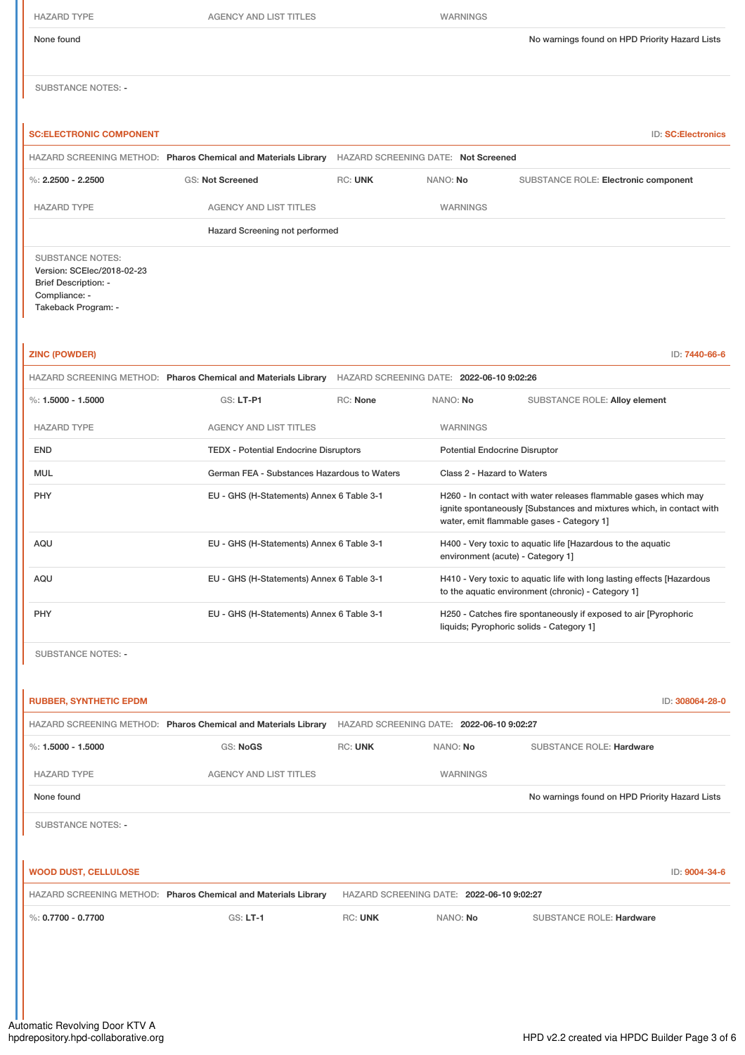| HAZARD TYPE | AGENCY AND LIST TITLES | WARNINGS |
| --- | --- | --- |
| None found | | No warnings found on HPD Priority Hazard Lists |

SUBSTANCE NOTES: -

### SC:ELECTRONIC COMPONENT

ID: SC:Electronics

HAZARD SCREENING METHOD: **Pharos Chemical and Materials Library** HAZARD SCREENING DATE: **Not Screened**

%: **2.2500 - 2.2500** GS: **Not Screened** RC: **UNK** NANO: **No** SUBSTANCE ROLE: **Electronic component**

| HAZARD TYPE | AGENCY AND LIST TITLES | WARNINGS |
| --- | --- | --- |
| | Hazard Screening not performed | |

SUBSTANCE NOTES:
Version: SCElec/2018-02-23
Brief Description: -
Compliance: -
Takeback Program: -

### ZINC (POWDER)

ID: 7440-66-6

HAZARD SCREENING METHOD: **Pharos Chemical and Materials Library** HAZARD SCREENING DATE: **2022-06-10 9:02:26**

%: **1.5000 - 1.5000** GS: **LT-P1** RC: **None** NANO: **No** SUBSTANCE ROLE: **Alloy element**

| HAZARD TYPE | AGENCY AND LIST TITLES | WARNINGS |
| --- | --- | --- |
| END | TEDX - Potential Endocrine Disruptors | Potential Endocrine Disruptor |
| MUL | German FEA - Substances Hazardous to Waters | Class 2 - Hazard to Waters |
| PHY | EU - GHS (H-Statements) Annex 6 Table 3-1 | H260 - In contact with water releases flammable gases which may ignite spontaneously [Substances and mixtures which, in contact with water, emit flammable gases - Category 1] |
| AQU | EU - GHS (H-Statements) Annex 6 Table 3-1 | H400 - Very toxic to aquatic life [Hazardous to the aquatic environment (acute) - Category 1] |
| AQU | EU - GHS (H-Statements) Annex 6 Table 3-1 | H410 - Very toxic to aquatic life with long lasting effects [Hazardous to the aquatic environment (chronic) - Category 1] |
| PHY | EU - GHS (H-Statements) Annex 6 Table 3-1 | H250 - Catches fire spontaneously if exposed to air [Pyrophoric liquids; Pyrophoric solids - Category 1] |

SUBSTANCE NOTES: -

### RUBBER, SYNTHETIC EPDM

ID: 308064-28-0

HAZARD SCREENING METHOD: **Pharos Chemical and Materials Library** HAZARD SCREENING DATE: **2022-06-10 9:02:27**

%: **1.5000 - 1.5000** GS: **NoGS** RC: **UNK** NANO: **No** SUBSTANCE ROLE: **Hardware**

| HAZARD TYPE | AGENCY AND LIST TITLES | WARNINGS |
| --- | --- | --- |
| None found | | No warnings found on HPD Priority Hazard Lists |

SUBSTANCE NOTES: -

### WOOD DUST, CELLULOSE

ID: 9004-34-6

HAZARD SCREENING METHOD: **Pharos Chemical and Materials Library** HAZARD SCREENING DATE: **2022-06-10 9:02:27**

%: **0.7700 - 0.7700** GS: **LT-1** RC: **UNK** NANO: **No** SUBSTANCE ROLE: **Hardware**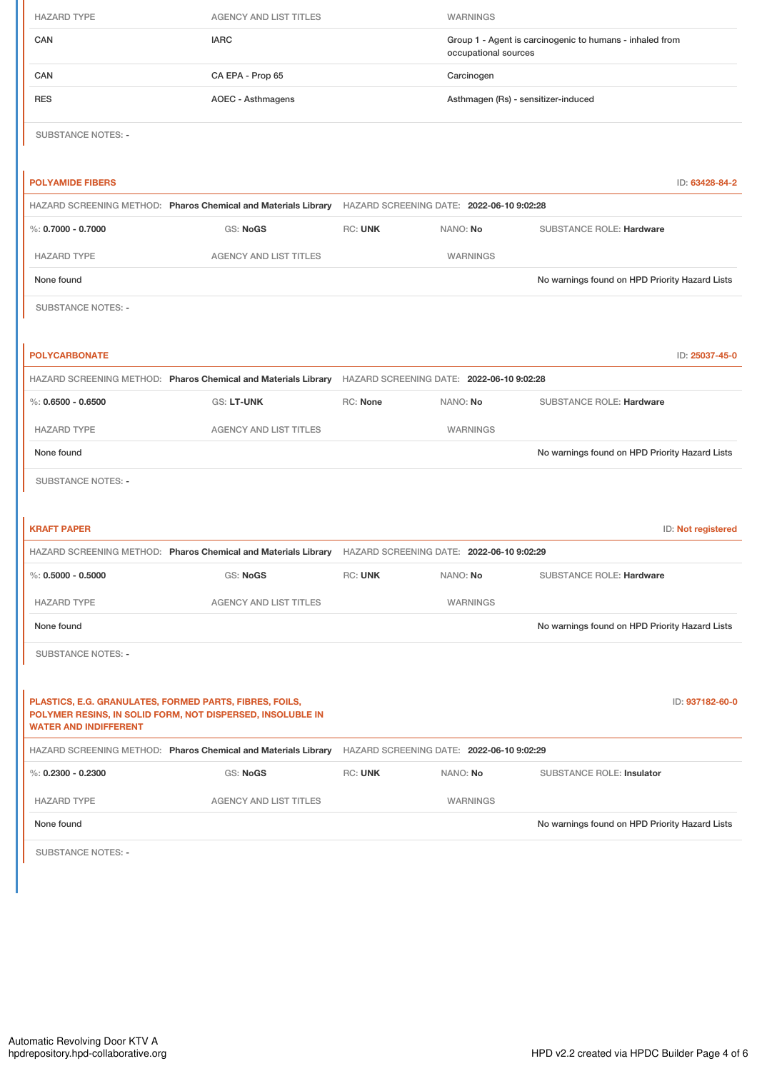| HAZARD TYPE | AGENCY AND LIST TITLES | WARNINGS |
|---|---|---|
| CAN | IARC | Group 1 - Agent is carcinogenic to humans - inhaled from occupational sources |
| CAN | CA EPA - Prop 65 | Carcinogen |
| RES | AOEC - Asthmagens | Asthmagen (Rs) - sensitizer-induced |

SUBSTANCE NOTES: -

### POLYAMIDE FIBERS

ID: 63428-84-2

HAZARD SCREENING METHOD: **Pharos Chemical and Materials Library** HAZARD SCREENING DATE: **2022-06-10 9:02:28**

%: **0.7000 - 0.7000** GS: **NoGS** RC: **UNK** NANO: **No** SUBSTANCE ROLE: **Hardware**

| HAZARD TYPE | AGENCY AND LIST TITLES | WARNINGS |
|---|---|---|
| None found | | No warnings found on HPD Priority Hazard Lists |

SUBSTANCE NOTES: -

### POLYCARBONATE

ID: 25037-45-0

HAZARD SCREENING METHOD: **Pharos Chemical and Materials Library** HAZARD SCREENING DATE: **2022-06-10 9:02:28**

%: **0.6500 - 0.6500** GS: **LT-UNK** RC: **None** NANO: **No** SUBSTANCE ROLE: **Hardware**

| HAZARD TYPE | AGENCY AND LIST TITLES | WARNINGS |
|---|---|---|
| None found | | No warnings found on HPD Priority Hazard Lists |

SUBSTANCE NOTES: -

### KRAFT PAPER

ID: Not registered

HAZARD SCREENING METHOD: **Pharos Chemical and Materials Library** HAZARD SCREENING DATE: **2022-06-10 9:02:29**

%: **0.5000 - 0.5000** GS: **NoGS** RC: **UNK** NANO: **No** SUBSTANCE ROLE: **Hardware**

| HAZARD TYPE | AGENCY AND LIST TITLES | WARNINGS |
|---|---|---|
| None found | | No warnings found on HPD Priority Hazard Lists |

SUBSTANCE NOTES: -

### PLASTICS, E.G. GRANULATES, FORMED PARTS, FIBRES, FOILS, POLYMER RESINS, IN SOLID FORM, NOT DISPERSED, INSOLUBLE IN WATER AND INDIFFERENT

ID: 937182-60-0

HAZARD SCREENING METHOD: **Pharos Chemical and Materials Library** HAZARD SCREENING DATE: **2022-06-10 9:02:29**

%: **0.2300 - 0.2300** GS: **NoGS** RC: **UNK** NANO: **No** SUBSTANCE ROLE: **Insulator**

| HAZARD TYPE | AGENCY AND LIST TITLES | WARNINGS |
|---|---|---|
| None found | | No warnings found on HPD Priority Hazard Lists |

SUBSTANCE NOTES: -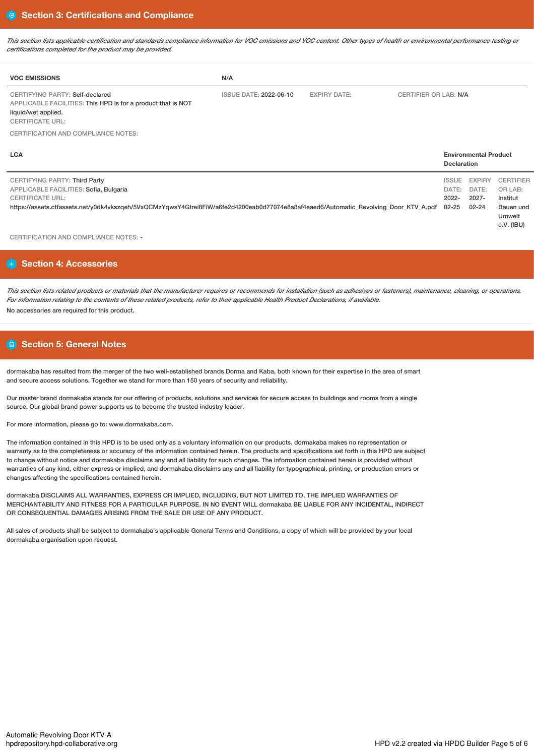## Section 3: Certifications and Compliance

*This section lists applicable certification and standards compliance information for VOC emissions and VOC content. Other types of health or environmental performance testing or certifications completed for the product may be provided.*

| VOC EMISSIONS | N/A | | |
|---|---|---|---|
| CERTIFYING PARTY: Self-declared<br>APPLICABLE FACILITIES: This HPD is for a product that is NOT liquid/wet applied.<br>CERTIFICATE URL: | ISSUE DATE: 2022-06-10 | EXPIRY DATE: | CERTIFIER OR LAB: N/A |

CERTIFICATION AND COMPLIANCE NOTES:

| LCA | Environmental Product Declaration | | |
|---|---|---|---|
| CERTIFYING PARTY: Third Party<br>APPLICABLE FACILITIES: Sofia, Bulgaria<br>CERTIFICATE URL:<br>https://assets.ctfassets.net/y0dk4vkszqeh/5VxQCMzYqwsY4Gtrei8FiW/a6fe2d4200eab0d77074e8a8af4eaed6/Automatic_Revolving_Door_KTV_A.pdf | ISSUE DATE: 2022-02-25 | EXPIRY DATE: 2027-02-24 | CERTIFIER OR LAB: Institut Bauen und Umwelt e.V. (IBU) |

CERTIFICATION AND COMPLIANCE NOTES: -

## Section 4: Accessories

*This section lists related products or materials that the manufacturer requires or recommends for installation (such as adhesives or fasteners), maintenance, cleaning, or operations. For information relating to the contents of these related products, refer to their applicable Health Product Declarations, if available.*

No accessories are required for this product.

## Section 5: General Notes

dormakaba has resulted from the merger of the two well-established brands Dorma and Kaba, both known for their expertise in the area of smart and secure access solutions. Together we stand for more than 150 years of security and reliability.

Our master brand dormakaba stands for our offering of products, solutions and services for secure access to buildings and rooms from a single source. Our global brand power supports us to become the trusted industry leader.

For more information, please go to: www.dormakaba.com.

The information contained in this HPD is to be used only as a voluntary information on our products. dormakaba makes no representation or warranty as to the completeness or accuracy of the information contained herein. The products and specifications set forth in this HPD are subject to change without notice and dormakaba disclaims any and all liability for such changes. The information contained herein is provided without warranties of any kind, either express or implied, and dormakaba disclaims any and all liability for typographical, printing, or production errors or changes affecting the specifications contained herein.

dormakaba DISCLAIMS ALL WARRANTIES, EXPRESS OR IMPLIED, INCLUDING, BUT NOT LIMITED TO, THE IMPLIED WARRANTIES OF MERCHANTABILITY AND FITNESS FOR A PARTICULAR PURPOSE. IN NO EVENT WILL dormakaba BE LIABLE FOR ANY INCIDENTAL, INDIRECT OR CONSEQUENTIAL DAMAGES ARISING FROM THE SALE OR USE OF ANY PRODUCT.

All sales of products shall be subject to dormakaba's applicable General Terms and Conditions, a copy of which will be provided by your local dormakaba organisation upon request.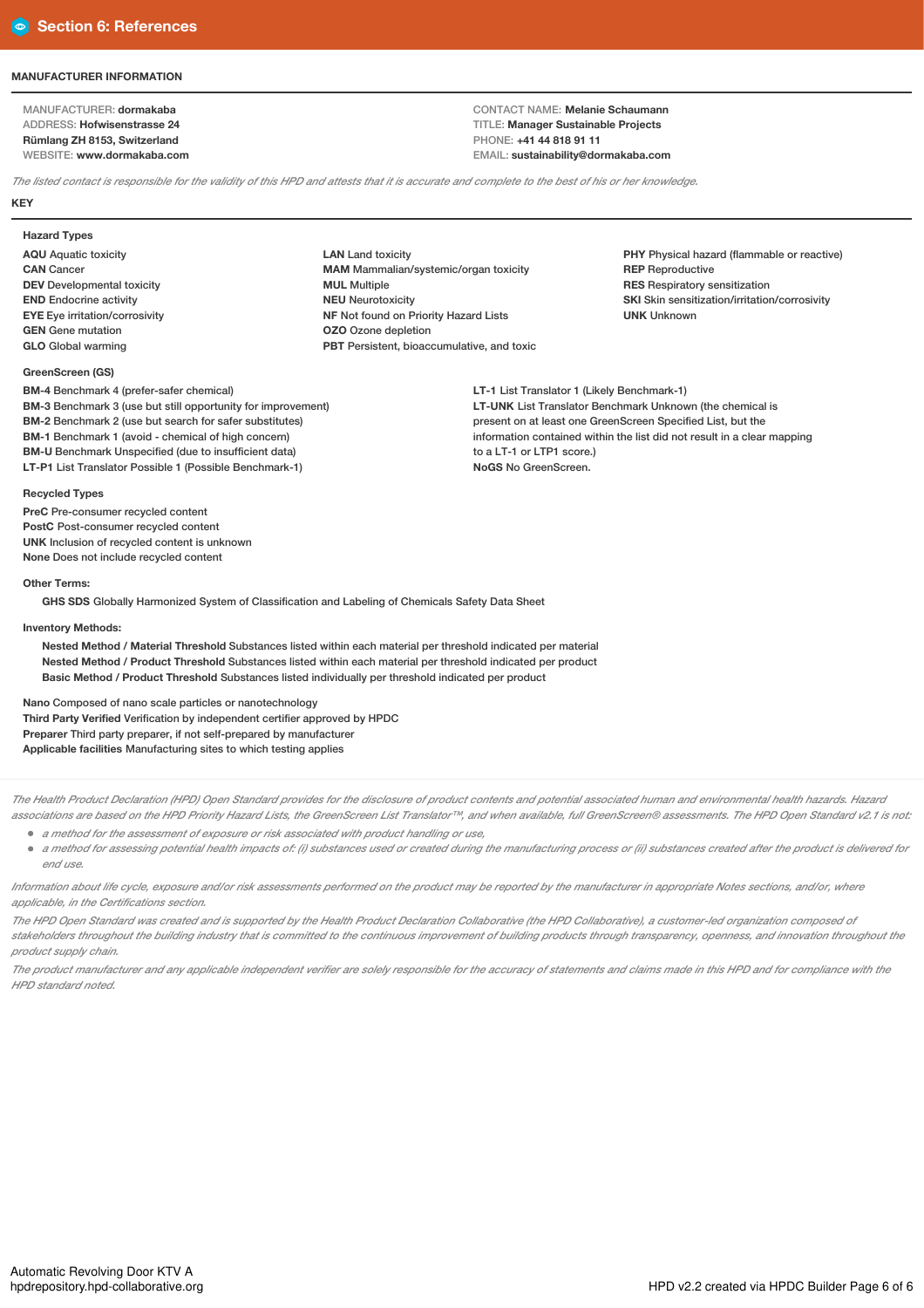# Section 6: References

## MANUFACTURER INFORMATION

MANUFACTURER: **dormakaba**
ADDRESS: **Hofwisenstrasse 24**
**Rümlang ZH 8153, Switzerland**
WEBSITE: **www.dormakaba.com**

CONTACT NAME: **Melanie Schaumann**
TITLE: **Manager Sustainable Projects**
PHONE: **+41 44 818 91 11**
EMAIL: **sustainability@dormakaba.com**

*The listed contact is responsible for the validity of this HPD and attests that it is accurate and complete to the best of his or her knowledge.*

## KEY

### Hazard Types

**AQU** Aquatic toxicity
**CAN** Cancer
**DEV** Developmental toxicity
**END** Endocrine activity
**EYE** Eye irritation/corrosivity
**GEN** Gene mutation
**GLO** Global warming
**LAN** Land toxicity
**MAM** Mammalian/systemic/organ toxicity
**MUL** Multiple
**NEU** Neurotoxicity
**NF** Not found on Priority Hazard Lists
**OZO** Ozone depletion
**PBT** Persistent, bioaccumulative, and toxic
**PHY** Physical hazard (flammable or reactive)
**REP** Reproductive
**RES** Respiratory sensitization
**SKI** Skin sensitization/irritation/corrosivity
**UNK** Unknown

### GreenScreen (GS)

**BM-4** Benchmark 4 (prefer-safer chemical)
**BM-3** Benchmark 3 (use but still opportunity for improvement)
**BM-2** Benchmark 2 (use but search for safer substitutes)
**BM-1** Benchmark 1 (avoid - chemical of high concern)
**BM-U** Benchmark Unspecified (due to insufficient data)
**LT-P1** List Translator Possible 1 (Possible Benchmark-1)
**LT-1** List Translator 1 (Likely Benchmark-1)
**LT-UNK** List Translator Benchmark Unknown (the chemical is present on at least one GreenScreen Specified List, but the information contained within the list did not result in a clear mapping to a LT-1 or LTP1 score.)
**NoGS** No GreenScreen.

### Recycled Types

**PreC** Pre-consumer recycled content
**PostC** Post-consumer recycled content
**UNK** Inclusion of recycled content is unknown
**None** Does not include recycled content

### Other Terms:

**GHS SDS** Globally Harmonized System of Classification and Labeling of Chemicals Safety Data Sheet

### Inventory Methods:

**Nested Method / Material Threshold** Substances listed within each material per threshold indicated per material
**Nested Method / Product Threshold** Substances listed within each material per threshold indicated per product
**Basic Method / Product Threshold** Substances listed individually per threshold indicated per product

**Nano** Composed of nano scale particles or nanotechnology
**Third Party Verified** Verification by independent certifier approved by HPDC
**Preparer** Third party preparer, if not self-prepared by manufacturer
**Applicable facilities** Manufacturing sites to which testing applies

*The Health Product Declaration (HPD) Open Standard provides for the disclosure of product contents and potential associated human and environmental health hazards. Hazard associations are based on the HPD Priority Hazard Lists, the GreenScreen List Translator™, and when available, full GreenScreen® assessments. The HPD Open Standard v2.1 is not:*

- *a method for the assessment of exposure or risk associated with product handling or use,*
- *a method for assessing potential health impacts of: (i) substances used or created during the manufacturing process or (ii) substances created after the product is delivered for end use.*

*Information about life cycle, exposure and/or risk assessments performed on the product may be reported by the manufacturer in appropriate Notes sections, and/or, where applicable, in the Certifications section.*

*The HPD Open Standard was created and is supported by the Health Product Declaration Collaborative (the HPD Collaborative), a customer-led organization composed of stakeholders throughout the building industry that is committed to the continuous improvement of building products through transparency, openness, and innovation throughout the product supply chain.*

*The product manufacturer and any applicable independent verifier are solely responsible for the accuracy of statements and claims made in this HPD and for compliance with the HPD standard noted.*